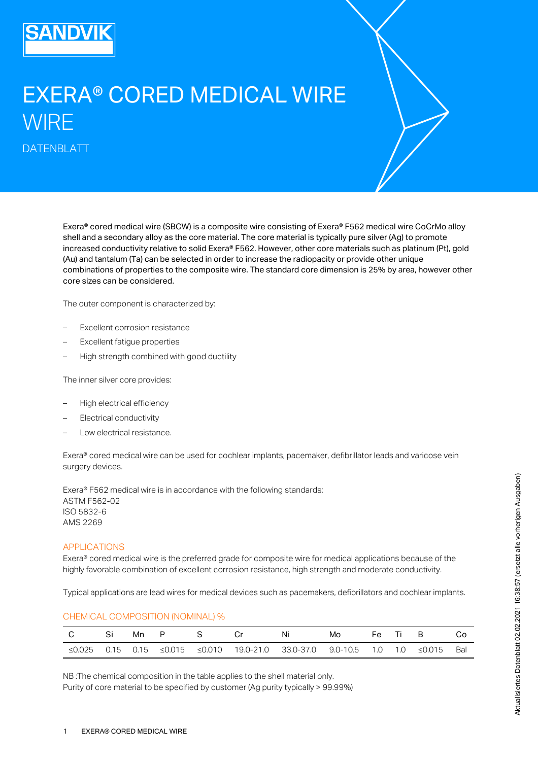# EXERA® CORED MEDICAL WIRE WIRE

DATENBLATT

Exera® cored medical wire (SBCW) is a composite wire consisting of Exera® F562 medical wire CoCrMo alloy shell and a secondary alloy as the core material. The core material is typically pure silver (Ag) to promote increased conductivity relative to solid Exera® F562. However, other core materials such as platinum (Pt), gold (Au) and tantalum (Ta) can be selected in order to increase the radiopacity or provide other unique combinations of properties to the composite wire. The standard core dimension is 25% by area, however other core sizes can be considered.

The outer component is characterized by:

- Excellent corrosion resistance
- Excellent fatigue properties
- High strength combined with good ductility

The inner silver core provides:

- High electrical efficiency
- Electrical conductivity
- Low electrical resistance.

Exera® cored medical wire can be used for cochlear implants, pacemaker, defibrillator leads and varicose vein surgery devices.

Exera® F562 medical wire is in accordance with the following standards:
ASTM F562-02
ISO 5832-6
AMS 2269

## APPLICATIONS

Exera® cored medical wire is the preferred grade for composite wire for medical applications because of the highly favorable combination of excellent corrosion resistance, high strength and moderate conductivity.

Typical applications are lead wires for medical devices such as pacemakers, defibrillators and cochlear implants.

## CHEMICAL COMPOSITION (NOMINAL) %

| C | Si | Mn | P | S | Cr | Ni | Mo | Fe | Ti | B | Co |
|---|---|---|---|---|---|---|---|---|---|---|---|
| ≤0.025 | 0.15 | 0.15 | ≤0.015 | ≤0.010 | 19.0-21.0 | 33.0-37.0 | 9.0-10.5 | 1.0 | 1.0 | ≤0.015 | Bal |

NB :The chemical composition in the table applies to the shell material only.
Purity of core material to be specified by customer (Ag purity typically > 99.99%)

Aktualisiertes Datenblatt 02.02.2021 16:38:57 (ersetzt alle vorherigen Ausgaben)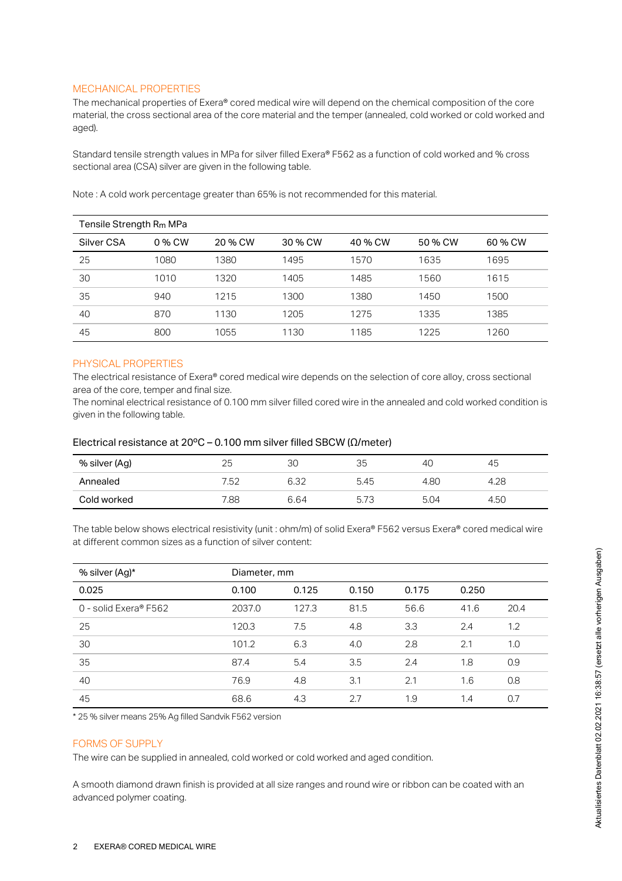## MECHANICAL PROPERTIES

The mechanical properties of Exera® cored medical wire will depend on the chemical composition of the core material, the cross sectional area of the core material and the temper (annealed, cold worked or cold worked and aged).

Standard tensile strength values in MPa for silver filled Exera® F562 as a function of cold worked and % cross sectional area (CSA) silver are given in the following table.

Note : A cold work percentage greater than 65% is not recommended for this material.

| Tensile Strength $R_m$ MPa | | | | | | |
|---|---|---|---|---|---|---|
| Silver CSA | 0 % CW | 20 % CW | 30 % CW | 40 % CW | 50 % CW | 60 % CW |
| 25 | 1080 | 1380 | 1495 | 1570 | 1635 | 1695 |
| 30 | 1010 | 1320 | 1405 | 1485 | 1560 | 1615 |
| 35 | 940 | 1215 | 1300 | 1380 | 1450 | 1500 |
| 40 | 870 | 1130 | 1205 | 1275 | 1335 | 1385 |
| 45 | 800 | 1055 | 1130 | 1185 | 1225 | 1260 |

## PHYSICAL PROPERTIES

The electrical resistance of Exera® cored medical wire depends on the selection of core alloy, cross sectional area of the core, temper and final size.
The nominal electrical resistance of 0.100 mm silver filled cored wire in the annealed and cold worked condition is given in the following table.

Electrical resistance at 20ºC – 0.100 mm silver filled SBCW (Ω/meter)

| % silver (Ag) | 25 | 30 | 35 | 40 | 45 |
|---|---|---|---|---|---|
| Annealed | 7.52 | 6.32 | 5.45 | 4.80 | 4.28 |
| Cold worked | 7.88 | 6.64 | 5.73 | 5.04 | 4.50 |

The table below shows electrical resistivity (unit : ohm/m) of solid Exera® F562 versus Exera® cored medical wire at different common sizes as a function of silver content:

| % silver (Ag)* | Diameter, mm | | | | | |
|---|---|---|---|---|---|---|
| 0.025 | 0.100 | 0.125 | 0.150 | 0.175 | 0.250 | |
| 0 - solid Exera® F562 | 2037.0 | 127.3 | 81.5 | 56.6 | 41.6 | 20.4 |
| 25 | 120.3 | 7.5 | 4.8 | 3.3 | 2.4 | 1.2 |
| 30 | 101.2 | 6.3 | 4.0 | 2.8 | 2.1 | 1.0 |
| 35 | 87.4 | 5.4 | 3.5 | 2.4 | 1.8 | 0.9 |
| 40 | 76.9 | 4.8 | 3.1 | 2.1 | 1.6 | 0.8 |
| 45 | 68.6 | 4.3 | 2.7 | 1.9 | 1.4 | 0.7 |

\* 25 % silver means 25% Ag filled Sandvik F562 version

## FORMS OF SUPPLY

The wire can be supplied in annealed, cold worked or cold worked and aged condition.

A smooth diamond drawn finish is provided at all size ranges and round wire or ribbon can be coated with an advanced polymer coating.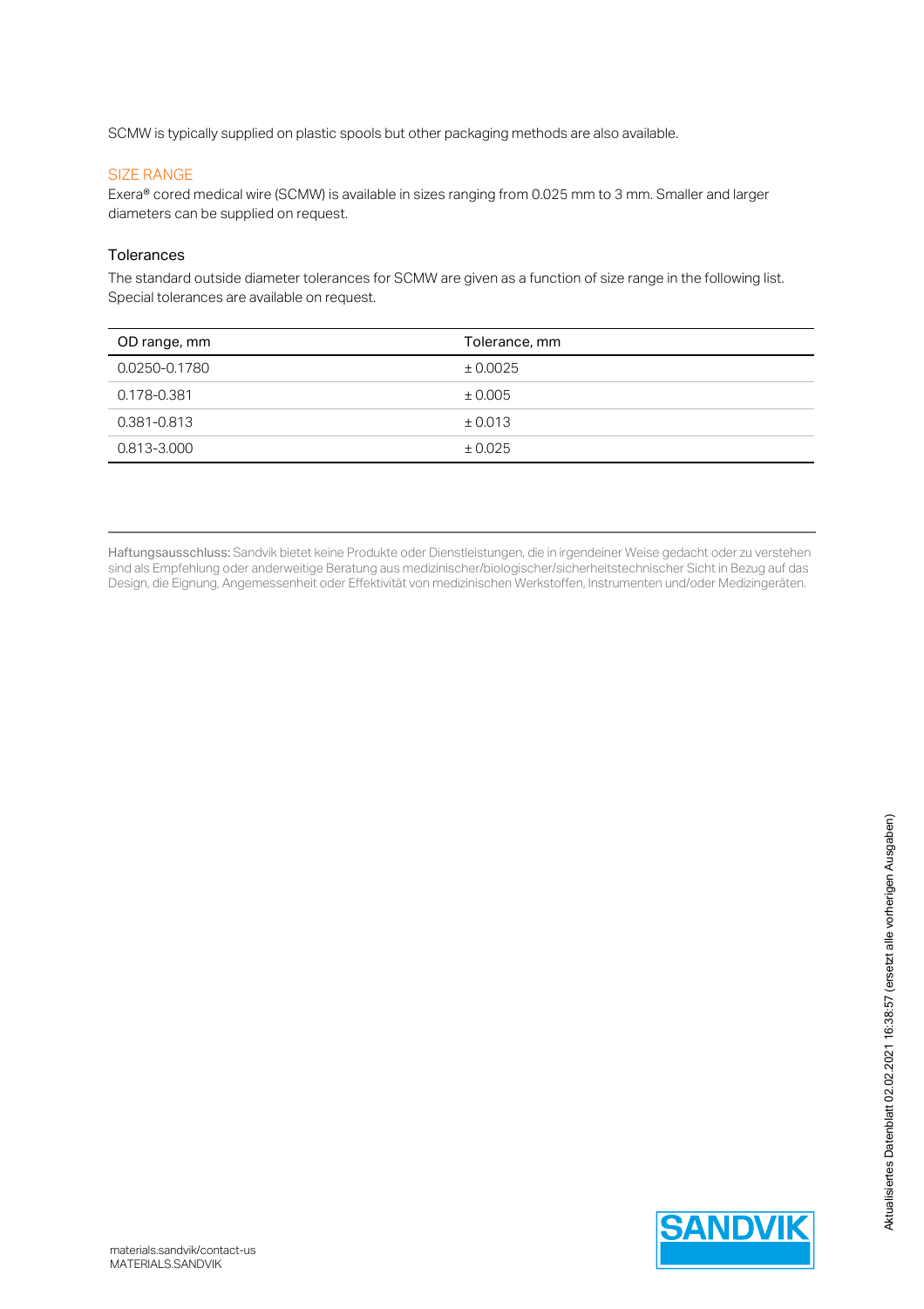SCMW is typically supplied on plastic spools but other packaging methods are also available.

## SIZE RANGE

Exera® cored medical wire (SCMW) is available in sizes ranging from 0.025 mm to 3 mm. Smaller and larger diameters can be supplied on request.

### Tolerances

The standard outside diameter tolerances for SCMW are given as a function of size range in the following list. Special tolerances are available on request.

| OD range, mm | Tolerance, mm |
|---|---|
| 0.0250-0.1780 | ± 0.0025 |
| 0.178-0.381 | ± 0.005 |
| 0.381-0.813 | ± 0.013 |
| 0.813-3.000 | ± 0.025 |

**Haftungsausschluss:** Sandvik bietet keine Produkte oder Dienstleistungen, die in irgendeiner Weise gedacht oder zu verstehen sind als Empfehlung oder anderweitige Beratung aus medizinischer/biologischer/sicherheitstechnischer Sicht in Bezug auf das Design, die Eignung, Angemessenheit oder Effektivität von medizinischen Werkstoffen, Instrumenten und/oder Medizingeräten.

Aktualisiertes Datenblatt 02.02.2021 16:38:57 (ersetzt alle vorherigen Ausgaben)

materials.sandvik/contact-us
MATERIALS.SANDVIK